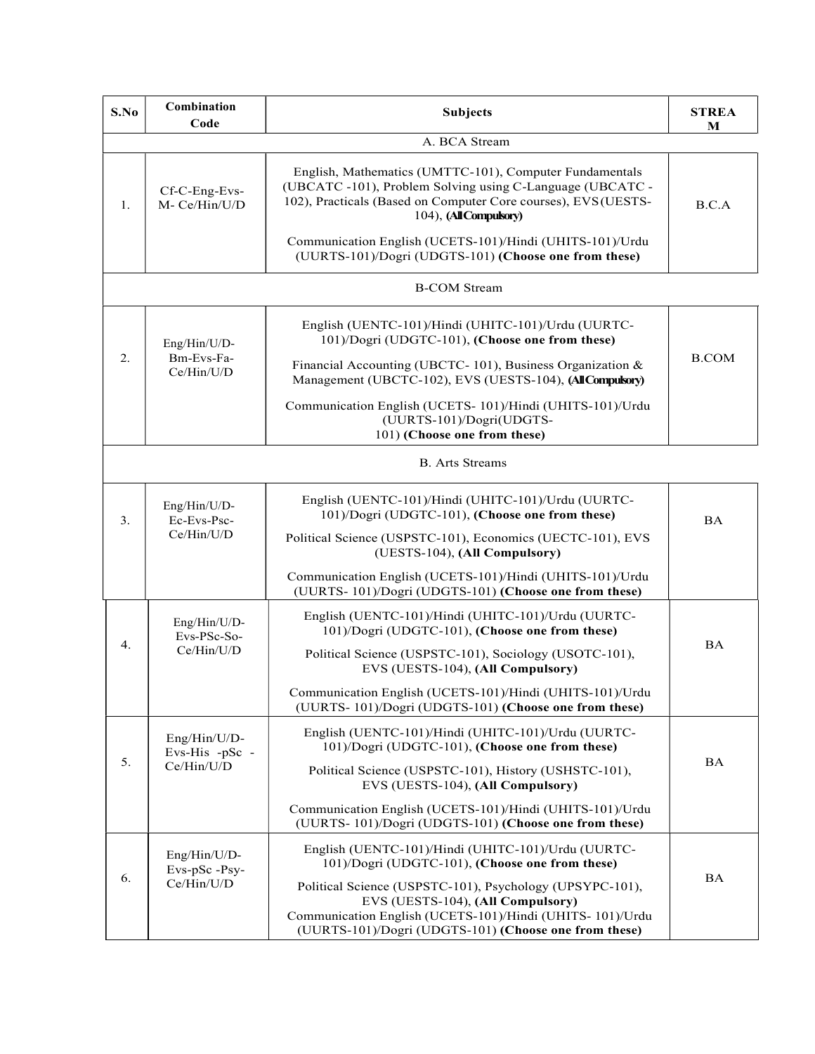| S.No | Combination Code | Subjects | STREAM |
|---|---|---|---|
| | | A. BCA Stream | |
| 1. | Cf-C-Eng-Evs-M- Ce/Hin/U/D | English, Mathematics (UMTTC-101), Computer Fundamentals (UBCATC -101), Problem Solving using C-Language (UBCATC -102), Practicals (Based on Computer Core courses), EVS(UESTS-104), **(All Compulsory)**<br><br>Communication English (UCETS-101)/Hindi (UHITS-101)/Urdu (UURTS-101)/Dogri (UDGTS-101) **(Choose one from these)** | B.C.A |
| | | B-COM Stream | |
| 2. | Eng/Hin/U/D-Bm-Evs-Fa-Ce/Hin/U/D | English (UENTC-101)/Hindi (UHITC-101)/Urdu (UURTC-101)/Dogri (UDGTC-101), **(Choose one from these)**<br><br>Financial Accounting (UBCTC- 101), Business Organization & Management (UBCTC-102), EVS (UESTS-104), **(All Compulsory)**<br><br>Communication English (UCETS- 101)/Hindi (UHITS-101)/Urdu (UURTS-101)/Dogri(UDGTS-101) **(Choose one from these)** | B.COM |
| | | B. Arts Streams | |
| 3. | Eng/Hin/U/D-Ec-Evs-Psc-Ce/Hin/U/D | English (UENTC-101)/Hindi (UHITC-101)/Urdu (UURTC-101)/Dogri (UDGTC-101), **(Choose one from these)**<br><br>Political Science (USPSTC-101), Economics (UECTC-101), EVS (UESTS-104), **(All Compulsory)**<br><br>Communication English (UCETS-101)/Hindi (UHITS-101)/Urdu (UURTS- 101)/Dogri (UDGTS-101) **(Choose one from these)** | BA |
| 4. | Eng/Hin/U/D-Evs-PSc-So-Ce/Hin/U/D | English (UENTC-101)/Hindi (UHITC-101)/Urdu (UURTC-101)/Dogri (UDGTC-101), **(Choose one from these)**<br><br>Political Science (USPSTC-101), Sociology (USOTC-101), EVS (UESTS-104), **(All Compulsory)**<br><br>Communication English (UCETS-101)/Hindi (UHITS-101)/Urdu (UURTS- 101)/Dogri (UDGTS-101) **(Choose one from these)** | BA |
| 5. | Eng/Hin/U/D-Evs-His -pSc - Ce/Hin/U/D | English (UENTC-101)/Hindi (UHITC-101)/Urdu (UURTC-101)/Dogri (UDGTC-101), **(Choose one from these)**<br><br>Political Science (USPSTC-101), History (USHSTC-101), EVS (UESTS-104), **(All Compulsory)**<br><br>Communication English (UCETS-101)/Hindi (UHITS-101)/Urdu (UURTS- 101)/Dogri (UDGTS-101) **(Choose one from these)** | BA |
| 6. | Eng/Hin/U/D-Evs-pSc -Psy-Ce/Hin/U/D | English (UENTC-101)/Hindi (UHITC-101)/Urdu (UURTC-101)/Dogri (UDGTC-101), **(Choose one from these)**<br><br>Political Science (USPSTC-101), Psychology (UPSYPC-101), EVS (UESTS-104), **(All Compulsory)**<br>Communication English (UCETS-101)/Hindi (UHITS- 101)/Urdu (UURTS-101)/Dogri (UDGTS-101) **(Choose one from these)** | BA |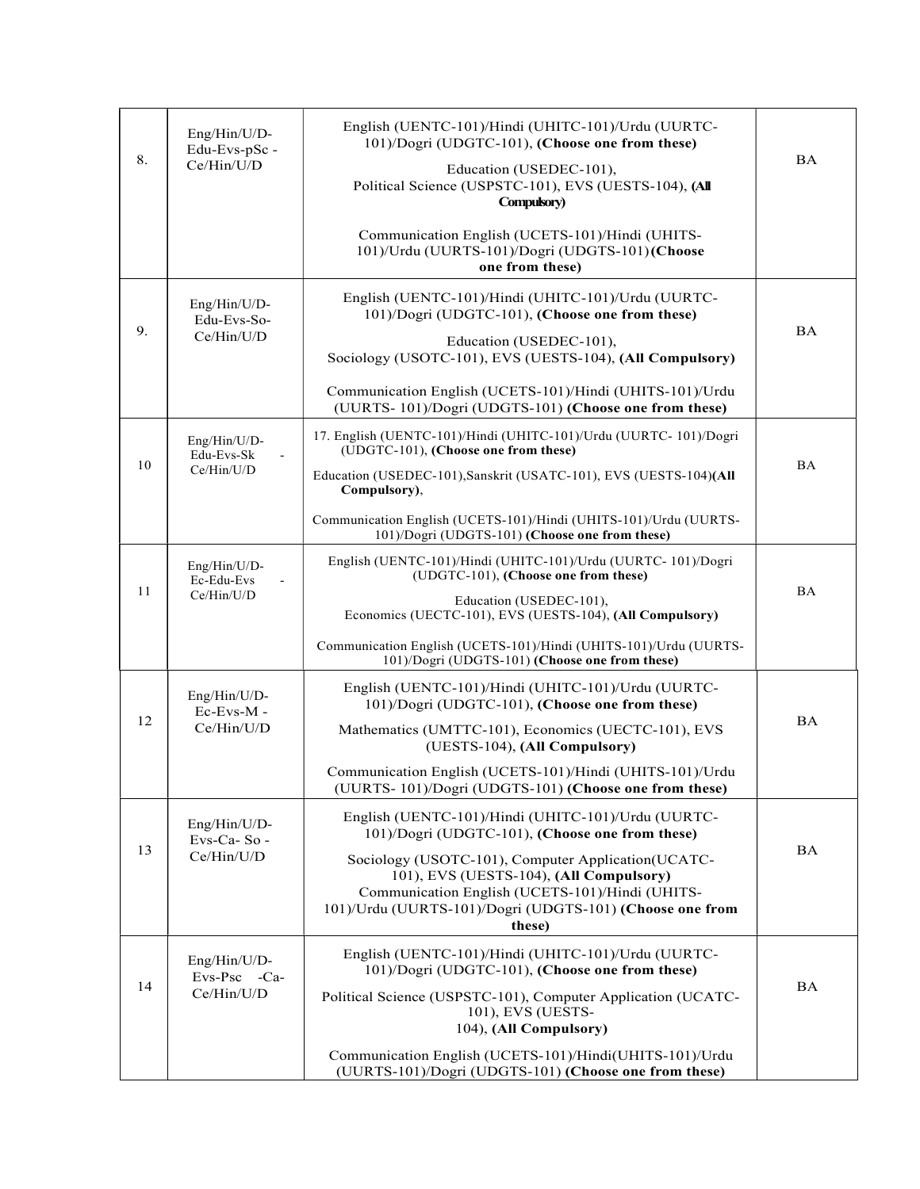| 8. | Eng/Hin/U/D-Edu-Evs-pSc -Ce/Hin/U/D | English (UENTC-101)/Hindi (UHITC-101)/Urdu (UURTC-101)/Dogri (UDGTC-101), **(Choose one from these)**<br>Education (USEDEC-101), Political Science (USPSTC-101), EVS (UESTS-104), **(All Compulsory)**<br>Communication English (UCETS-101)/Hindi (UHITS-101)/Urdu (UURTS-101)/Dogri (UDGTS-101) **(Choose one from these)** | BA |
|---|---|---|---|
| 9. | Eng/Hin/U/D-Edu-Evs-So-Ce/Hin/U/D | English (UENTC-101)/Hindi (UHITC-101)/Urdu (UURTC-101)/Dogri (UDGTC-101), **(Choose one from these)**<br>Education (USEDEC-101), Sociology (USOTC-101), EVS (UESTS-104), **(All Compulsory)**<br>Communication English (UCETS-101)/Hindi (UHITS-101)/Urdu (UURTS- 101)/Dogri (UDGTS-101) **(Choose one from these)** | BA |
| 10 | Eng/Hin/U/D-Edu-Evs-Sk - Ce/Hin/U/D | 17. English (UENTC-101)/Hindi (UHITC-101)/Urdu (UURTC- 101)/Dogri (UDGTC-101), **(Choose one from these)**<br>Education (USEDEC-101),Sanskrit (USATC-101), EVS (UESTS-104)**(All Compulsory)**,<br>Communication English (UCETS-101)/Hindi (UHITS-101)/Urdu (UURTS-101)/Dogri (UDGTS-101) **(Choose one from these)** | BA |
| 11 | Eng/Hin/U/D-Ec-Edu-Evs - Ce/Hin/U/D | English (UENTC-101)/Hindi (UHITC-101)/Urdu (UURTC- 101)/Dogri (UDGTC-101), **(Choose one from these)**<br>Education (USEDEC-101), Economics (UECTC-101), EVS (UESTS-104), **(All Compulsory)**<br>Communication English (UCETS-101)/Hindi (UHITS-101)/Urdu (UURTS-101)/Dogri (UDGTS-101) **(Choose one from these)** | BA |
| 12 | Eng/Hin/U/D-Ec-Evs-M - Ce/Hin/U/D | English (UENTC-101)/Hindi (UHITC-101)/Urdu (UURTC-101)/Dogri (UDGTC-101), **(Choose one from these)**<br>Mathematics (UMTTC-101), Economics (UECTC-101), EVS (UESTS-104), **(All Compulsory)**<br>Communication English (UCETS-101)/Hindi (UHITS-101)/Urdu (UURTS- 101)/Dogri (UDGTS-101) **(Choose one from these)** | BA |
| 13 | Eng/Hin/U/D-Evs-Ca- So - Ce/Hin/U/D | English (UENTC-101)/Hindi (UHITC-101)/Urdu (UURTC-101)/Dogri (UDGTC-101), **(Choose one from these)**<br>Sociology (USOTC-101), Computer Application(UCATC-101), EVS (UESTS-104), **(All Compulsory)**<br>Communication English (UCETS-101)/Hindi (UHITS-101)/Urdu (UURTS-101)/Dogri (UDGTS-101) **(Choose one from these)** | BA |
| 14 | Eng/Hin/U/D-Evs-Psc -Ca-Ce/Hin/U/D | English (UENTC-101)/Hindi (UHITC-101)/Urdu (UURTC-101)/Dogri (UDGTC-101), **(Choose one from these)**<br>Political Science (USPSTC-101), Computer Application (UCATC-101), EVS (UESTS-104), **(All Compulsory)**<br>Communication English (UCETS-101)/Hindi(UHITS-101)/Urdu (UURTS-101)/Dogri (UDGTS-101) **(Choose one from these)** | BA |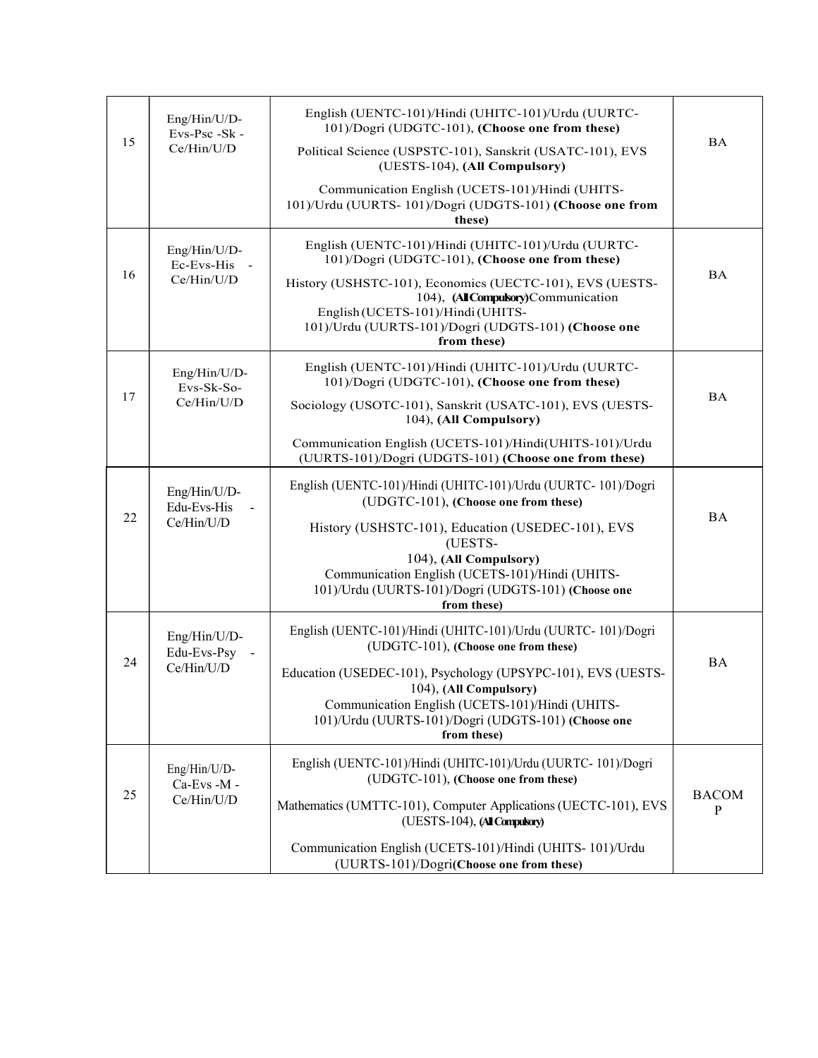| | | | |
|---|---|---|---|
| 15 | Eng/Hin/U/D-Evs-Psc -Sk -Ce/Hin/U/D | English (UENTC-101)/Hindi (UHITC-101)/Urdu (UURTC-101)/Dogri (UDGTC-101), **(Choose one from these)**<br>Political Science (USPSTC-101), Sanskrit (USATC-101), EVS (UESTS-104), **(All Compulsory)**<br>Communication English (UCETS-101)/Hindi (UHITS-101)/Urdu (UURTS- 101)/Dogri (UDGTS-101) **(Choose one from these)** | BA |
| 16 | Eng/Hin/U/D-Ec-Evs-His -Ce/Hin/U/D | English (UENTC-101)/Hindi (UHITC-101)/Urdu (UURTC-101)/Dogri (UDGTC-101), **(Choose one from these)**<br>History (USHSTC-101), Economics (UECTC-101), EVS (UESTS-104), **(All Compulsory)**Communication English (UCETS-101)/Hindi (UHITS-101)/Urdu (UURTS-101)/Dogri (UDGTS-101) **(Choose one from these)** | BA |
| 17 | Eng/Hin/U/D-Evs-Sk-So-Ce/Hin/U/D | English (UENTC-101)/Hindi (UHITC-101)/Urdu (UURTC-101)/Dogri (UDGTC-101), **(Choose one from these)**<br>Sociology (USOTC-101), Sanskrit (USATC-101), EVS (UESTS-104), **(All Compulsory)**<br>Communication English (UCETS-101)/Hindi(UHITS-101)/Urdu (UURTS-101)/Dogri (UDGTS-101) **(Choose one from these)** | BA |
| 22 | Eng/Hin/U/D-Edu-Evs-His -Ce/Hin/U/D | English (UENTC-101)/Hindi (UHITC-101)/Urdu (UURTC- 101)/Dogri (UDGTC-101), **(Choose one from these)**<br>History (USHSTC-101), Education (USEDEC-101), EVS (UESTS-104), **(All Compulsory)**<br>Communication English (UCETS-101)/Hindi (UHITS-101)/Urdu (UURTS-101)/Dogri (UDGTS-101) **(Choose one from these)** | BA |
| 24 | Eng/Hin/U/D-Edu-Evs-Psy -Ce/Hin/U/D | English (UENTC-101)/Hindi (UHITC-101)/Urdu (UURTC- 101)/Dogri (UDGTC-101), **(Choose one from these)**<br>Education (USEDEC-101), Psychology (UPSYPC-101), EVS (UESTS-104), **(All Compulsory)**<br>Communication English (UCETS-101)/Hindi (UHITS-101)/Urdu (UURTS-101)/Dogri (UDGTS-101) **(Choose one from these)** | BA |
| 25 | Eng/Hin/U/D-Ca-Evs -M -Ce/Hin/U/D | English (UENTC-101)/Hindi (UHITC-101)/Urdu (UURTC- 101)/Dogri (UDGTC-101), **(Choose one from these)**<br>Mathematics (UMTTC-101), Computer Applications (UECTC-101), EVS (UESTS-104), **(All Compulsory)**<br>Communication English (UCETS-101)/Hindi (UHITS- 101)/Urdu (UURTS-101)/Dogri**(Choose one from these)** | BACOMP |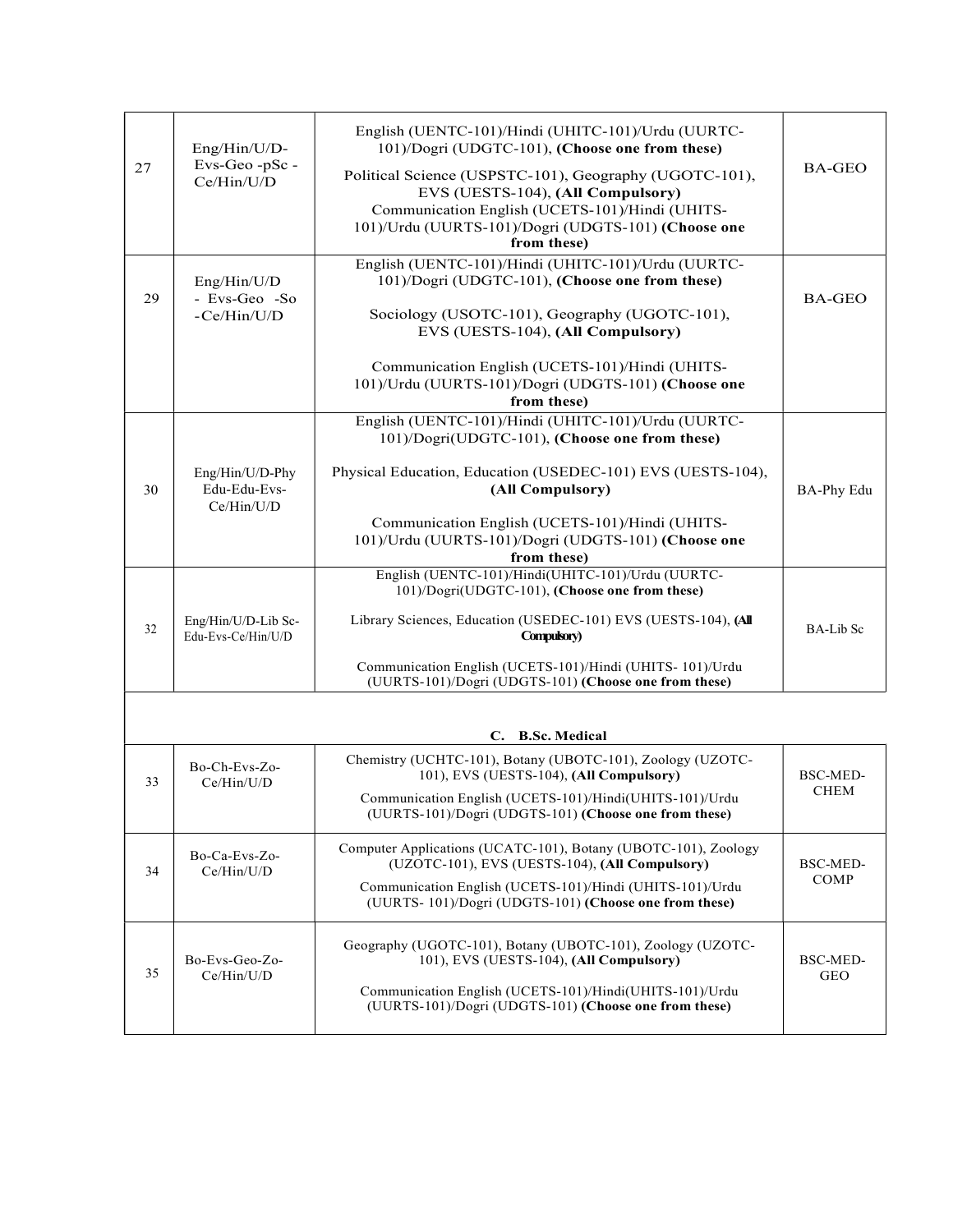| 27 | Eng/Hin/U/D-Evs-Geo -pSc -Ce/Hin/U/D | English (UENTC-101)/Hindi (UHITC-101)/Urdu (UURTC-101)/Dogri (UDGTC-101), **(Choose one from these)**<br>Political Science (USPSTC-101), Geography (UGOTC-101), EVS (UESTS-104), **(All Compulsory)**<br>Communication English (UCETS-101)/Hindi (UHITS-101)/Urdu (UURTS-101)/Dogri (UDGTS-101) **(Choose one from these)** | BA-GEO |
|---|---|---|---|
| 29 | Eng/Hin/U/D - Evs-Geo -So -Ce/Hin/U/D | English (UENTC-101)/Hindi (UHITC-101)/Urdu (UURTC-101)/Dogri (UDGTC-101), **(Choose one from these)**<br>Sociology (USOTC-101), Geography (UGOTC-101), EVS (UESTS-104), **(All Compulsory)**<br>Communication English (UCETS-101)/Hindi (UHITS-101)/Urdu (UURTS-101)/Dogri (UDGTS-101) **(Choose one from these)** | BA-GEO |
| 30 | Eng/Hin/U/D-Phy Edu-Edu-Evs-Ce/Hin/U/D | English (UENTC-101)/Hindi (UHITC-101)/Urdu (UURTC-101)/Dogri(UDGTC-101), **(Choose one from these)**<br>Physical Education, Education (USEDEC-101) EVS (UESTS-104), **(All Compulsory)**<br>Communication English (UCETS-101)/Hindi (UHITS-101)/Urdu (UURTS-101)/Dogri (UDGTS-101) **(Choose one from these)** | BA-Phy Edu |
| 32 | Eng/Hin/U/D-Lib Sc-Edu-Evs-Ce/Hin/U/D | English (UENTC-101)/Hindi(UHITC-101)/Urdu (UURTC-101)/Dogri(UDGTC-101), **(Choose one from these)**<br>Library Sciences, Education (USEDEC-101) EVS (UESTS-104), **(All Compulsory)**<br>Communication English (UCETS-101)/Hindi (UHITS- 101)/Urdu (UURTS-101)/Dogri (UDGTS-101) **(Choose one from these)** | BA-Lib Sc |

### C. B.Sc. Medical

| 33 | Bo-Ch-Evs-Zo-Ce/Hin/U/D | Chemistry (UCHTC-101), Botany (UBOTC-101), Zoology (UZOTC-101), EVS (UESTS-104), **(All Compulsory)**<br>Communication English (UCETS-101)/Hindi(UHITS-101)/Urdu (UURTS-101)/Dogri (UDGTS-101) **(Choose one from these)** | BSC-MED-CHEM |
|---|---|---|---|
| 34 | Bo-Ca-Evs-Zo-Ce/Hin/U/D | Computer Applications (UCATC-101), Botany (UBOTC-101), Zoology (UZOTC-101), EVS (UESTS-104), **(All Compulsory)**<br>Communication English (UCETS-101)/Hindi (UHITS-101)/Urdu (UURTS- 101)/Dogri (UDGTS-101) **(Choose one from these)** | BSC-MED-COMP |
| 35 | Bo-Evs-Geo-Zo-Ce/Hin/U/D | Geography (UGOTC-101), Botany (UBOTC-101), Zoology (UZOTC-101), EVS (UESTS-104), **(All Compulsory)**<br>Communication English (UCETS-101)/Hindi(UHITS-101)/Urdu (UURTS-101)/Dogri (UDGTS-101) **(Choose one from these)** | BSC-MED-GEO |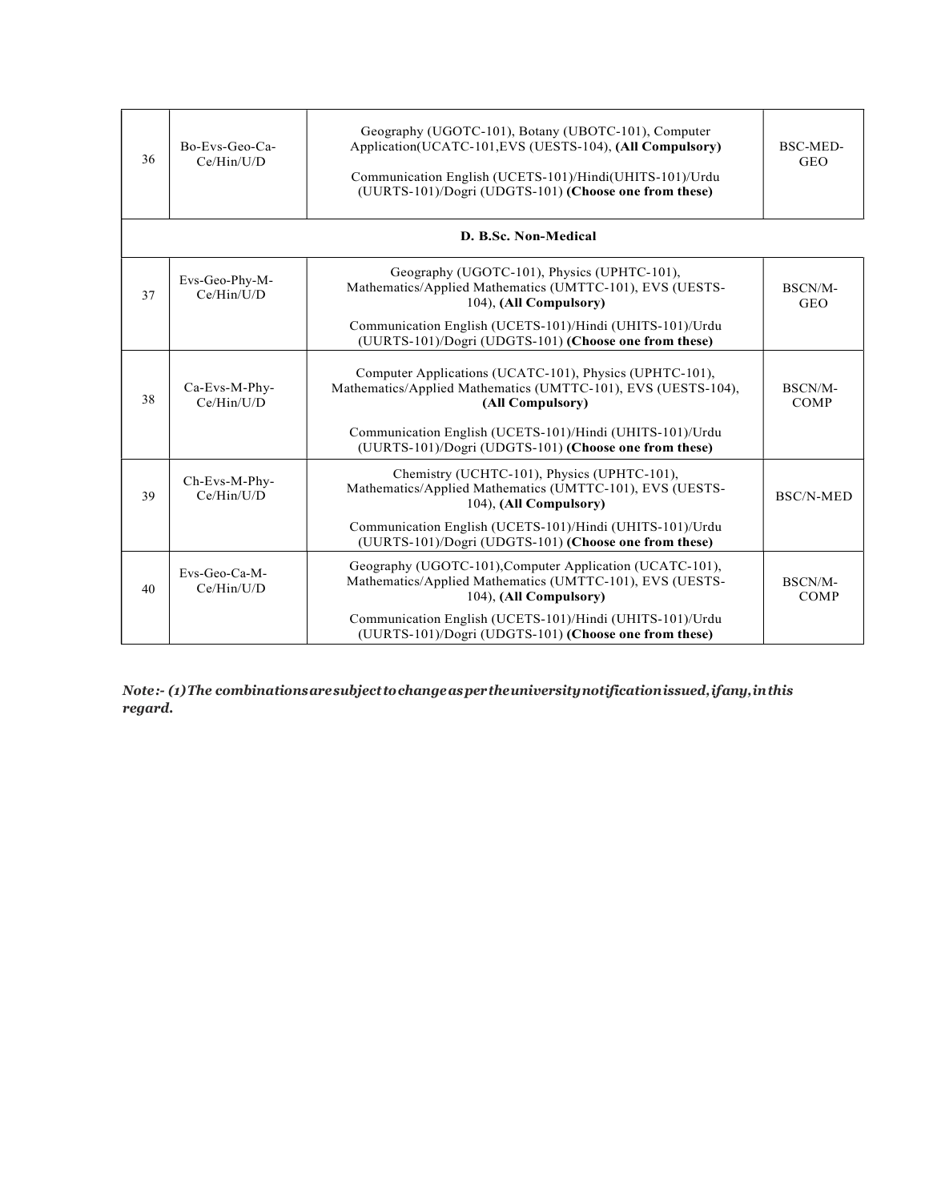| | | | |
|---|---|---|---|
| 36 | Bo-Evs-Geo-Ca-Ce/Hin/U/D | Geography (UGOTC-101), Botany (UBOTC-101), Computer Application(UCATC-101,EVS (UESTS-104), **(All Compulsory)**<br><br>Communication English (UCETS-101)/Hindi(UHITS-101)/Urdu (UURTS-101)/Dogri (UDGTS-101) **(Choose one from these)** | BSC-MED-GEO |
| **D. B.Sc. Non-Medical** | | | |
| 37 | Evs-Geo-Phy-M-Ce/Hin/U/D | Geography (UGOTC-101), Physics (UPHTC-101), Mathematics/Applied Mathematics (UMTTC-101), EVS (UESTS-104), **(All Compulsory)**<br><br>Communication English (UCETS-101)/Hindi (UHITS-101)/Urdu (UURTS-101)/Dogri (UDGTS-101) **(Choose one from these)** | BSCN/M-GEO |
| 38 | Ca-Evs-M-Phy-Ce/Hin/U/D | Computer Applications (UCATC-101), Physics (UPHTC-101), Mathematics/Applied Mathematics (UMTTC-101), EVS (UESTS-104), **(All Compulsory)**<br><br>Communication English (UCETS-101)/Hindi (UHITS-101)/Urdu (UURTS-101)/Dogri (UDGTS-101) **(Choose one from these)** | BSCN/M-COMP |
| 39 | Ch-Evs-M-Phy-Ce/Hin/U/D | Chemistry (UCHTC-101), Physics (UPHTC-101), Mathematics/Applied Mathematics (UMTTC-101), EVS (UESTS-104), **(All Compulsory)**<br><br>Communication English (UCETS-101)/Hindi (UHITS-101)/Urdu (UURTS-101)/Dogri (UDGTS-101) **(Choose one from these)** | BSC/N-MED |
| 40 | Evs-Geo-Ca-M-Ce/Hin/U/D | Geography (UGOTC-101),Computer Application (UCATC-101), Mathematics/Applied Mathematics (UMTTC-101), EVS (UESTS-104), **(All Compulsory)**<br><br>Communication English (UCETS-101)/Hindi (UHITS-101)/Urdu (UURTS-101)/Dogri (UDGTS-101) **(Choose one from these)** | BSCN/M-COMP |

***Note:- (1) The combinations are subject to change as per the university notification issued, if any, in this regard.***